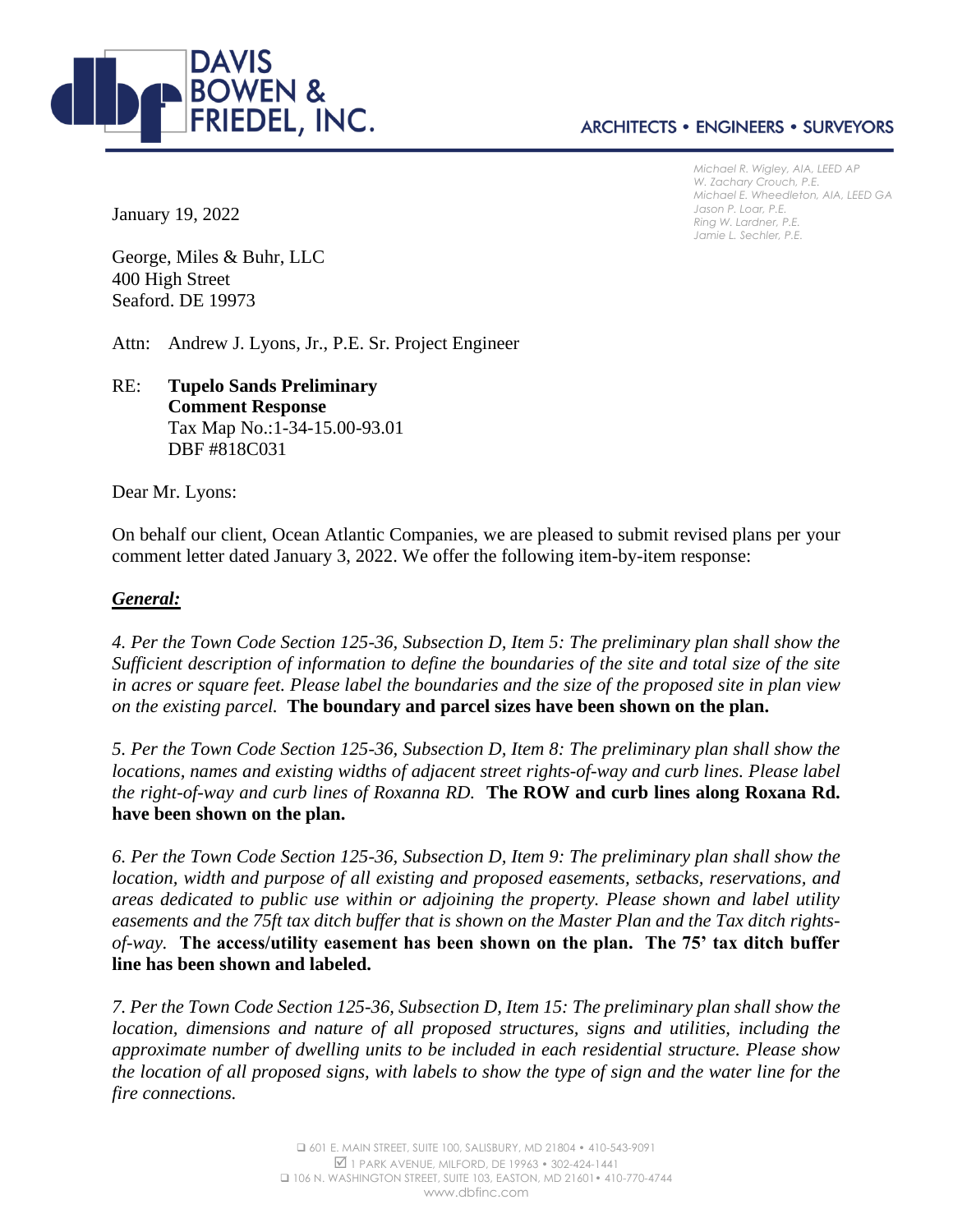DAVIS BOWEN & FRIEDEL, INC.

ARCHITECTS • ENGINEERS • SURVEYORS

*Michael R. Wigley, AIA, LEED AP*
*W. Zachary Crouch, P.E.*
*Michael E. Wheedleton, AIA, LEED GA*
*Jason P. Loar, P.E.*
*Ring W. Lardner, P.E.*
*Jamie L. Sechler, P.E.*

January 19, 2022

George, Miles & Buhr, LLC
400 High Street
Seaford. DE 19973

Attn: Andrew J. Lyons, Jr., P.E. Sr. Project Engineer

RE: **Tupelo Sands Preliminary Comment Response**
Tax Map No.:1-34-15.00-93.01
DBF #818C031

Dear Mr. Lyons:

On behalf our client, Ocean Atlantic Companies, we are pleased to submit revised plans per your comment letter dated January 3, 2022. We offer the following item-by-item response:

***General:***

*4. Per the Town Code Section 125-36, Subsection D, Item 5: The preliminary plan shall show the Sufficient description of information to define the boundaries of the site and total size of the site in acres or square feet. Please label the boundaries and the size of the proposed site in plan view on the existing parcel.* **The boundary and parcel sizes have been shown on the plan.**

*5. Per the Town Code Section 125-36, Subsection D, Item 8: The preliminary plan shall show the locations, names and existing widths of adjacent street rights-of-way and curb lines. Please label the right-of-way and curb lines of Roxanna RD.* **The ROW and curb lines along Roxana Rd. have been shown on the plan.**

*6. Per the Town Code Section 125-36, Subsection D, Item 9: The preliminary plan shall show the location, width and purpose of all existing and proposed easements, setbacks, reservations, and areas dedicated to public use within or adjoining the property. Please shown and label utility easements and the 75ft tax ditch buffer that is shown on the Master Plan and the Tax ditch rights-of-way.* **The access/utility easement has been shown on the plan. The 75' tax ditch buffer line has been shown and labeled.**

*7. Per the Town Code Section 125-36, Subsection D, Item 15: The preliminary plan shall show the location, dimensions and nature of all proposed structures, signs and utilities, including the approximate number of dwelling units to be included in each residential structure. Please show the location of all proposed signs, with labels to show the type of sign and the water line for the fire connections.*

❑ 601 E. MAIN STREET, SUITE 100, SALISBURY, MD 21804 • 410-543-9091
☑ 1 PARK AVENUE, MILFORD, DE 19963 • 302-424-1441
❑ 106 N. WASHINGTON STREET, SUITE 103, EASTON, MD 21601 • 410-770-4744
www.dbfinc.com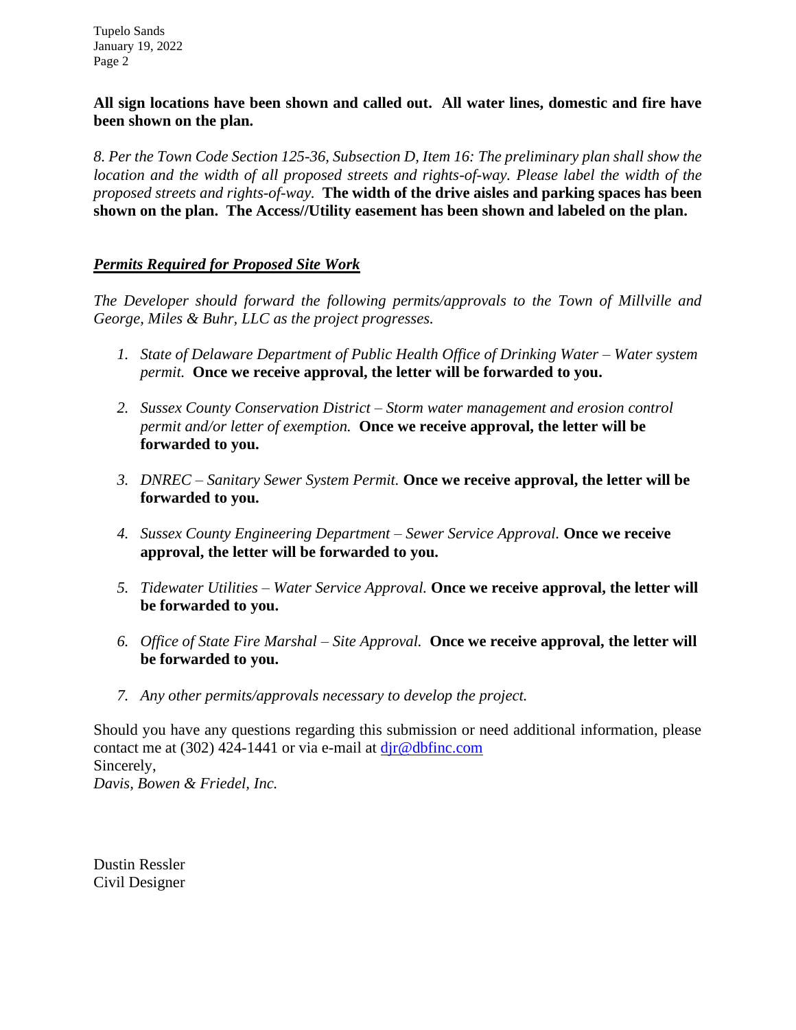**All sign locations have been shown and called out. All water lines, domestic and fire have been shown on the plan.**

*8. Per the Town Code Section 125-36, Subsection D, Item 16: The preliminary plan shall show the location and the width of all proposed streets and rights-of-way. Please label the width of the proposed streets and rights-of-way.* **The width of the drive aisles and parking spaces has been shown on the plan. The Access//Utility easement has been shown and labeled on the plan.**

***Permits Required for Proposed Site Work***

*The Developer should forward the following permits/approvals to the Town of Millville and George, Miles & Buhr, LLC as the project progresses.*

1. *State of Delaware Department of Public Health Office of Drinking Water – Water system permit.* **Once we receive approval, the letter will be forwarded to you.**

2. *Sussex County Conservation District – Storm water management and erosion control permit and/or letter of exemption.* **Once we receive approval, the letter will be forwarded to you.**

3. *DNREC – Sanitary Sewer System Permit.* **Once we receive approval, the letter will be forwarded to you.**

4. *Sussex County Engineering Department – Sewer Service Approval.* **Once we receive approval, the letter will be forwarded to you.**

5. *Tidewater Utilities – Water Service Approval.* **Once we receive approval, the letter will be forwarded to you.**

6. *Office of State Fire Marshal – Site Approval.* **Once we receive approval, the letter will be forwarded to you.**

7. *Any other permits/approvals necessary to develop the project.*

Should you have any questions regarding this submission or need additional information, please contact me at (302) 424-1441 or via e-mail at djr@dbfinc.com

Sincerely,

*Davis, Bowen & Friedel, Inc.*

Dustin Ressler

Civil Designer